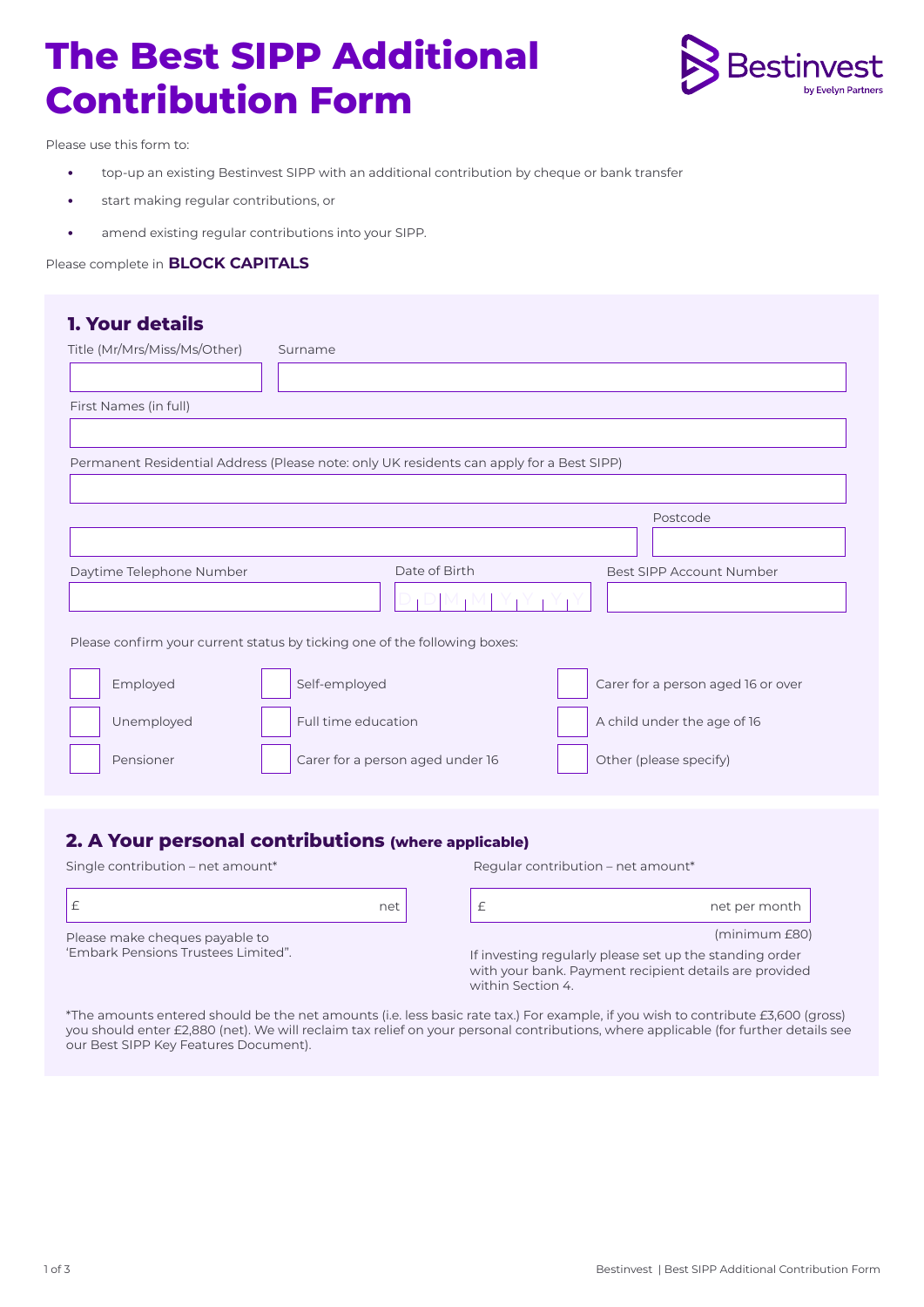# The Best SIPP Additional Contribution Form

Bestinvest
by Evelyn Partners

Please use this form to:

- top-up an existing Bestinvest SIPP with an additional contribution by cheque or bank transfer
- start making regular contributions, or
- amend existing regular contributions into your SIPP.

Please complete in **BLOCK CAPITALS**

## 1. Your details

Title (Mr/Mrs/Miss/Ms/Other)

Surname

First Names (in full)

Permanent Residential Address (Please note: only UK residents can apply for a Best SIPP)

Postcode

Daytime Telephone Number

Date of Birth D D M M Y Y Y Y

Best SIPP Account Number

Please confirm your current status by ticking one of the following boxes:

- ☐ Employed
- ☐ Self-employed
- ☐ Carer for a person aged 16 or over
- ☐ Unemployed
- ☐ Full time education
- ☐ A child under the age of 16
- ☐ Pensioner
- ☐ Carer for a person aged under 16
- ☐ Other (please specify)

## 2. A Your personal contributions (where applicable)

Single contribution – net amount*

£ net

Please make cheques payable to 'Embark Pensions Trustees Limited".

Regular contribution – net amount*

£ net per month

(minimum £80)

If investing regularly please set up the standing order with your bank. Payment recipient details are provided within Section 4.

*The amounts entered should be the net amounts (i.e. less basic rate tax.) For example, if you wish to contribute £3,600 (gross) you should enter £2,880 (net). We will reclaim tax relief on your personal contributions, where applicable (for further details see our Best SIPP Key Features Document).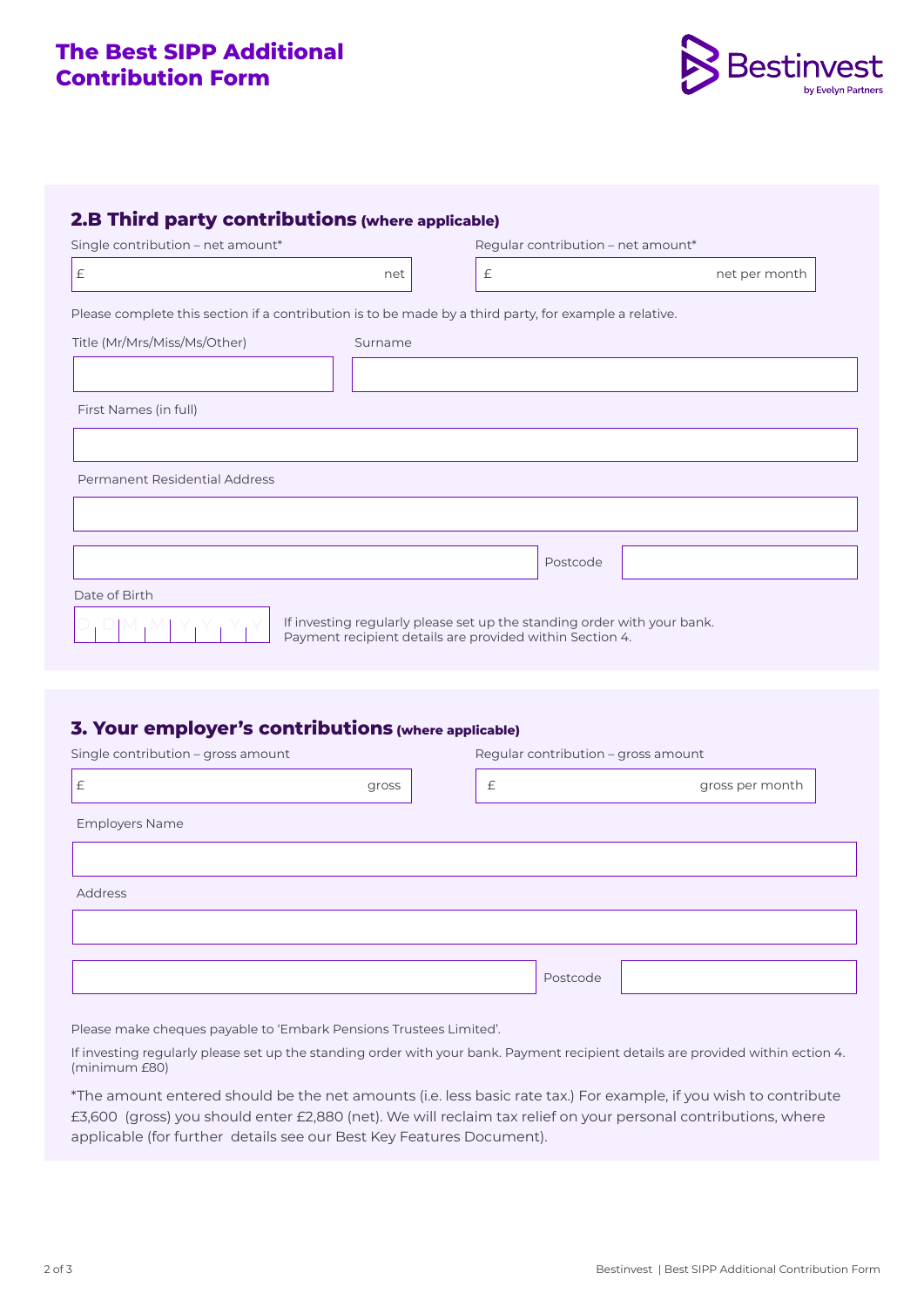# The Best SIPP Additional Contribution Form

Bestinvest by Evelyn Partners

## 2.B Third party contributions (where applicable)

Single contribution – net amount*

£ net

Regular contribution – net amount*

£ net per month

Please complete this section if a contribution is to be made by a third party, for example a relative.

Title (Mr/Mrs/Miss/Ms/Other)

Surname

First Names (in full)

Permanent Residential Address

Postcode

Date of Birth

D D M M Y Y Y Y

If investing regularly please set up the standing order with your bank. Payment recipient details are provided within Section 4.

## 3. Your employer's contributions (where applicable)

Single contribution – gross amount

£ gross

Regular contribution – gross amount

£ gross per month

Employers Name

Address

Postcode

Please make cheques payable to 'Embark Pensions Trustees Limited'.

If investing regularly please set up the standing order with your bank. Payment recipient details are provided within ection 4. (minimum £80)

*The amount entered should be the net amounts (i.e. less basic rate tax.) For example, if you wish to contribute £3,600 (gross) you should enter £2,880 (net). We will reclaim tax relief on your personal contributions, where applicable (for further details see our Best Key Features Document).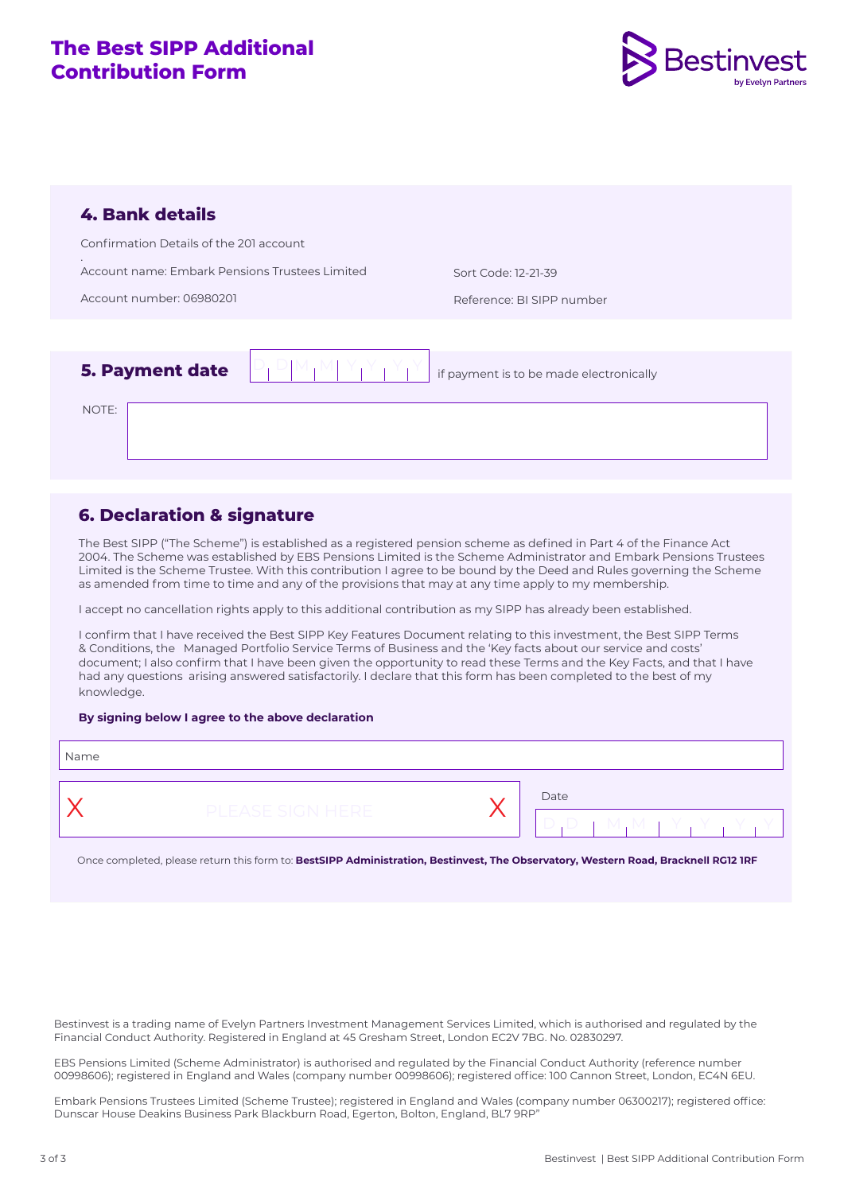# The Best SIPP Additional Contribution Form

## 4. Bank details

Confirmation Details of the 201 account

Account name: Embark Pensions Trustees Limited

Sort Code: 12-21-39

Account number: 06980201

Reference: BI SIPP number

## 5. Payment date

D D M M Y Y Y Y if payment is to be made electronically

NOTE:

## 6. Declaration & signature

The Best SIPP ("The Scheme") is established as a registered pension scheme as defined in Part 4 of the Finance Act 2004. The Scheme was established by EBS Pensions Limited is the Scheme Administrator and Embark Pensions Trustees Limited is the Scheme Trustee. With this contribution I agree to be bound by the Deed and Rules governing the Scheme as amended from time to time and any of the provisions that may at any time apply to my membership.

I accept no cancellation rights apply to this additional contribution as my SIPP has already been established.

I confirm that I have received the Best SIPP Key Features Document relating to this investment, the Best SIPP Terms & Conditions, the Managed Portfolio Service Terms of Business and the 'Key facts about our service and costs' document; I also confirm that I have been given the opportunity to read these Terms and the Key Facts, and that I have had any questions arising answered satisfactorily. I declare that this form has been completed to the best of my knowledge.

**By signing below I agree to the above declaration**

Name

X PLEASE SIGN HERE X

Date

D D M M Y Y Y Y

Once completed, please return this form to: **BestSIPP Administration, Bestinvest, The Observatory, Western Road, Bracknell RG12 1RF**

Bestinvest is a trading name of Evelyn Partners Investment Management Services Limited, which is authorised and regulated by the Financial Conduct Authority. Registered in England at 45 Gresham Street, London EC2V 7BG. No. 02830297.

EBS Pensions Limited (Scheme Administrator) is authorised and regulated by the Financial Conduct Authority (reference number 00998606); registered in England and Wales (company number 00998606); registered office: 100 Cannon Street, London, EC4N 6EU.

Embark Pensions Trustees Limited (Scheme Trustee); registered in England and Wales (company number 06300217); registered office: Dunscar House Deakins Business Park Blackburn Road, Egerton, Bolton, England, BL7 9RP"